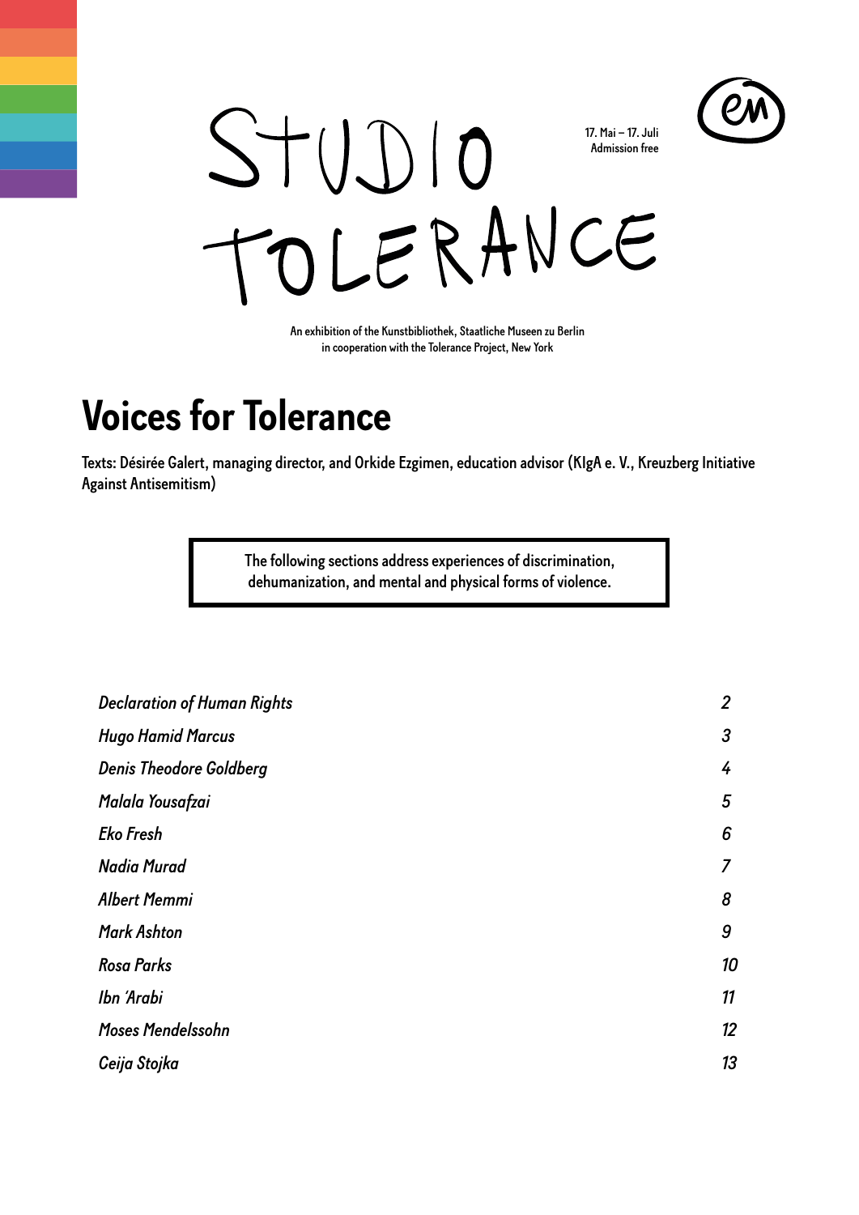# Studio Tolerance

17. Mai – 17. Juli
Admission free

An exhibition of the Kunstbibliothek, Staatliche Museen zu Berlin
in cooperation with the Tolerance Project, New York

## Voices for Tolerance

Texts: Désirée Galert, managing director, and Orkide Ezgimen, education advisor (KIgA e. V., Kreuzberg Initiative Against Antisemitism)

> The following sections address experiences of discrimination, dehumanization, and mental and physical forms of violence.

| | |
|---|---|
| *Declaration of Human Rights* | *2* |
| *Hugo Hamid Marcus* | *3* |
| *Denis Theodore Goldberg* | *4* |
| *Malala Yousafzai* | *5* |
| *Eko Fresh* | *6* |
| *Nadia Murad* | *7* |
| *Albert Memmi* | *8* |
| *Mark Ashton* | *9* |
| *Rosa Parks* | *10* |
| *Ibn 'Arabi* | *11* |
| *Moses Mendelssohn* | *12* |
| *Ceija Stojka* | *13* |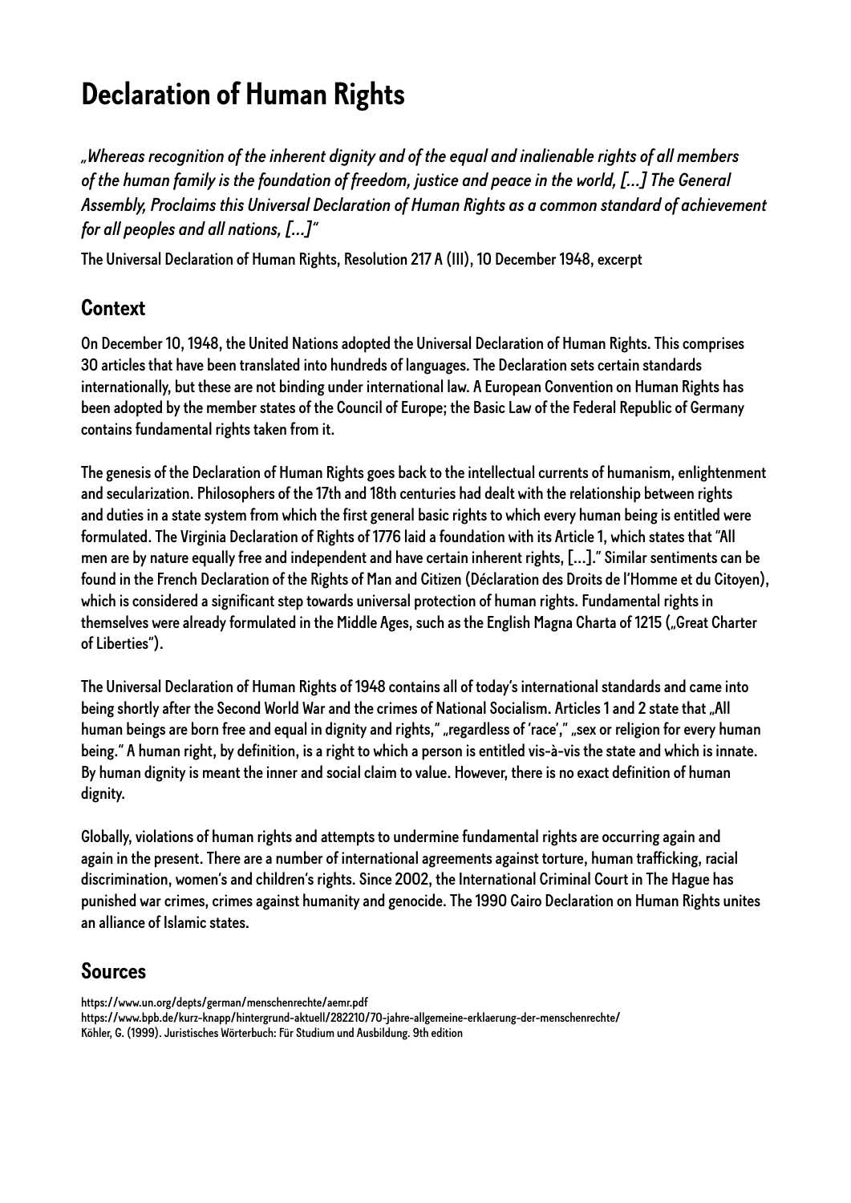# Declaration of Human Rights

*„Whereas recognition of the inherent dignity and of the equal and inalienable rights of all members of the human family is the foundation of freedom, justice and peace in the world, [...] The General Assembly, Proclaims this Universal Declaration of Human Rights as a common standard of achievement for all peoples and all nations, [...]"*

The Universal Declaration of Human Rights, Resolution 217 A (III), 10 December 1948, excerpt

## Context

On December 10, 1948, the United Nations adopted the Universal Declaration of Human Rights. This comprises 30 articles that have been translated into hundreds of languages. The Declaration sets certain standards internationally, but these are not binding under international law. A European Convention on Human Rights has been adopted by the member states of the Council of Europe; the Basic Law of the Federal Republic of Germany contains fundamental rights taken from it.

The genesis of the Declaration of Human Rights goes back to the intellectual currents of humanism, enlightenment and secularization. Philosophers of the 17th and 18th centuries had dealt with the relationship between rights and duties in a state system from which the first general basic rights to which every human being is entitled were formulated. The Virginia Declaration of Rights of 1776 laid a foundation with its Article 1, which states that "All men are by nature equally free and independent and have certain inherent rights, [...]." Similar sentiments can be found in the French Declaration of the Rights of Man and Citizen (Déclaration des Droits de l'Homme et du Citoyen), which is considered a significant step towards universal protection of human rights. Fundamental rights in themselves were already formulated in the Middle Ages, such as the English Magna Charta of 1215 („Great Charter of Liberties").

The Universal Declaration of Human Rights of 1948 contains all of today's international standards and came into being shortly after the Second World War and the crimes of National Socialism. Articles 1 and 2 state that „All human beings are born free and equal in dignity and rights," „regardless of 'race'," „sex or religion for every human being." A human right, by definition, is a right to which a person is entitled vis-à-vis the state and which is innate. By human dignity is meant the inner and social claim to value. However, there is no exact definition of human dignity.

Globally, violations of human rights and attempts to undermine fundamental rights are occurring again and again in the present. There are a number of international agreements against torture, human trafficking, racial discrimination, women's and children's rights. Since 2002, the International Criminal Court in The Hague has punished war crimes, crimes against humanity and genocide. The 1990 Cairo Declaration on Human Rights unites an alliance of Islamic states.

## Sources

https://www.un.org/depts/german/menschenrechte/aemr.pdf
https://www.bpb.de/kurz-knapp/hintergrund-aktuell/282210/70-jahre-allgemeine-erklaerung-der-menschenrechte/
Köhler, G. (1999). Juristisches Wörterbuch: Für Studium und Ausbildung. 9th edition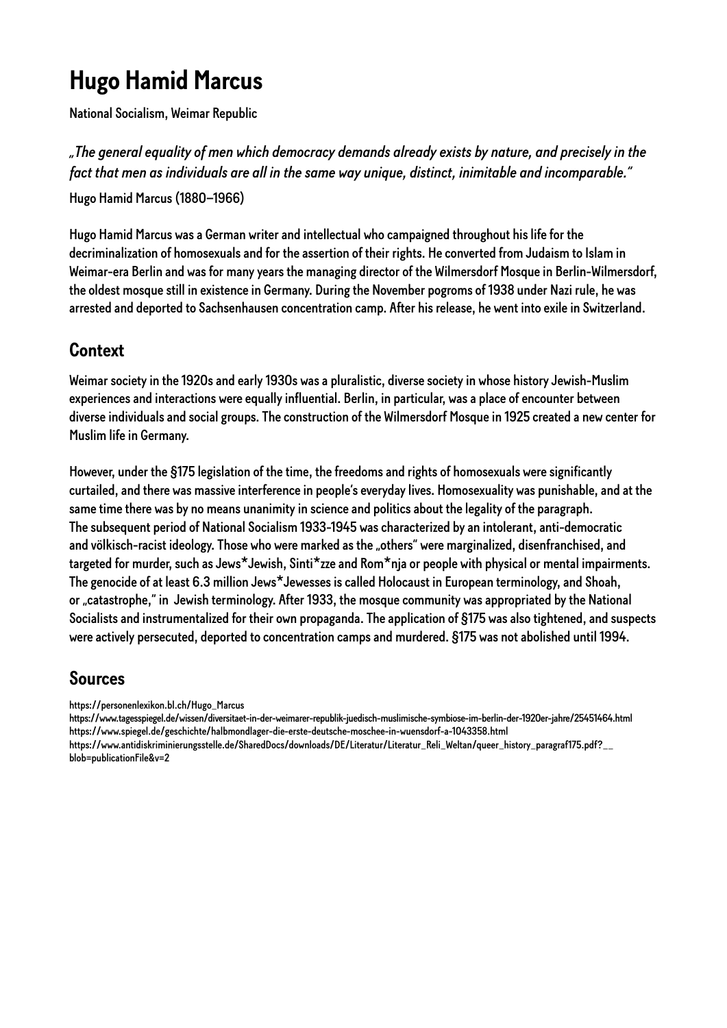# Hugo Hamid Marcus

National Socialism, Weimar Republic

*„The general equality of men which democracy demands already exists by nature, and precisely in the fact that men as individuals are all in the same way unique, distinct, inimitable and incomparable."*

Hugo Hamid Marcus (1880–1966)

Hugo Hamid Marcus was a German writer and intellectual who campaigned throughout his life for the decriminalization of homosexuals and for the assertion of their rights. He converted from Judaism to Islam in Weimar-era Berlin and was for many years the managing director of the Wilmersdorf Mosque in Berlin-Wilmersdorf, the oldest mosque still in existence in Germany. During the November pogroms of 1938 under Nazi rule, he was arrested and deported to Sachsenhausen concentration camp. After his release, he went into exile in Switzerland.

## Context

Weimar society in the 1920s and early 1930s was a pluralistic, diverse society in whose history Jewish-Muslim experiences and interactions were equally influential. Berlin, in particular, was a place of encounter between diverse individuals and social groups. The construction of the Wilmersdorf Mosque in 1925 created a new center for Muslim life in Germany.

However, under the §175 legislation of the time, the freedoms and rights of homosexuals were significantly curtailed, and there was massive interference in people's everyday lives. Homosexuality was punishable, and at the same time there was by no means unanimity in science and politics about the legality of the paragraph.
The subsequent period of National Socialism 1933-1945 was characterized by an intolerant, anti-democratic and völkisch-racist ideology. Those who were marked as the „others" were marginalized, disenfranchised, and targeted for murder, such as Jews*Jewish, Sinti*zze and Rom*nja or people with physical or mental impairments. The genocide of at least 6.3 million Jews*Jewesses is called Holocaust in European terminology, and Shoah, or „catastrophe," in Jewish terminology. After 1933, the mosque community was appropriated by the National Socialists and instrumentalized for their own propaganda. The application of §175 was also tightened, and suspects were actively persecuted, deported to concentration camps and murdered. §175 was not abolished until 1994.

## Sources

https://personenlexikon.bl.ch/Hugo_Marcus
https://www.tagesspiegel.de/wissen/diversitaet-in-der-weimarer-republik-juedisch-muslimische-symbiose-im-berlin-der-1920er-jahre/25451464.html
https://www.spiegel.de/geschichte/halbmondlager-die-erste-deutsche-moschee-in-wuensdorf-a-1043358.html
https://www.antidiskriminierungsstelle.de/SharedDocs/downloads/DE/Literatur/Literatur_Reli_Weltan/queer_history_paragraf175.pdf?__blob=publicationFile&v=2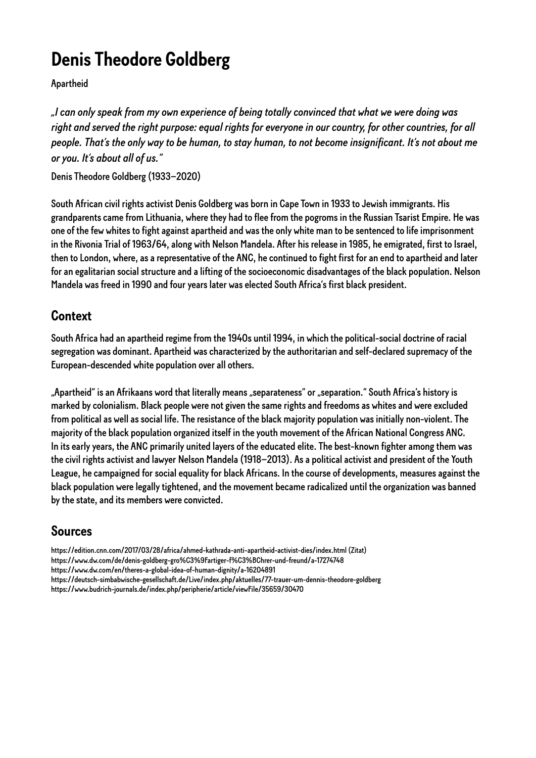# Denis Theodore Goldberg

Apartheid

*„I can only speak from my own experience of being totally convinced that what we were doing was right and served the right purpose: equal rights for everyone in our country, for other countries, for all people. That's the only way to be human, to stay human, to not become insignificant. It's not about me or you. It's about all of us."*

Denis Theodore Goldberg (1933–2020)

South African civil rights activist Denis Goldberg was born in Cape Town in 1933 to Jewish immigrants. His grandparents came from Lithuania, where they had to flee from the pogroms in the Russian Tsarist Empire. He was one of the few whites to fight against apartheid and was the only white man to be sentenced to life imprisonment in the Rivonia Trial of 1963/64, along with Nelson Mandela. After his release in 1985, he emigrated, first to Israel, then to London, where, as a representative of the ANC, he continued to fight first for an end to apartheid and later for an egalitarian social structure and a lifting of the socioeconomic disadvantages of the black population. Nelson Mandela was freed in 1990 and four years later was elected South Africa's first black president.

## Context

South Africa had an apartheid regime from the 1940s until 1994, in which the political-social doctrine of racial segregation was dominant. Apartheid was characterized by the authoritarian and self-declared supremacy of the European-descended white population over all others.

„Apartheid" is an Afrikaans word that literally means „separateness" or „separation." South Africa's history is marked by colonialism. Black people were not given the same rights and freedoms as whites and were excluded from political as well as social life. The resistance of the black majority population was initially non-violent. The majority of the black population organized itself in the youth movement of the African National Congress ANC. In its early years, the ANC primarily united layers of the educated elite. The best-known fighter among them was the civil rights activist and lawyer Nelson Mandela (1918–2013). As a political activist and president of the Youth League, he campaigned for social equality for black Africans. In the course of developments, measures against the black population were legally tightened, and the movement became radicalized until the organization was banned by the state, and its members were convicted.

## Sources

https://edition.cnn.com/2017/03/28/africa/ahmed-kathrada-anti-apartheid-activist-dies/index.html (Zitat)
https://www.dw.com/de/denis-goldberg-gro%C3%9Fartiger-f%C3%BChrer-und-freund/a-17274748
https://www.dw.com/en/theres-a-global-idea-of-human-dignity/a-16204891
https://deutsch-simbabwische-gesellschaft.de/Live/index.php/aktuelles/77-trauer-um-dennis-theodore-goldberg
https://www.budrich-journals.de/index.php/peripherie/article/viewFile/35659/30470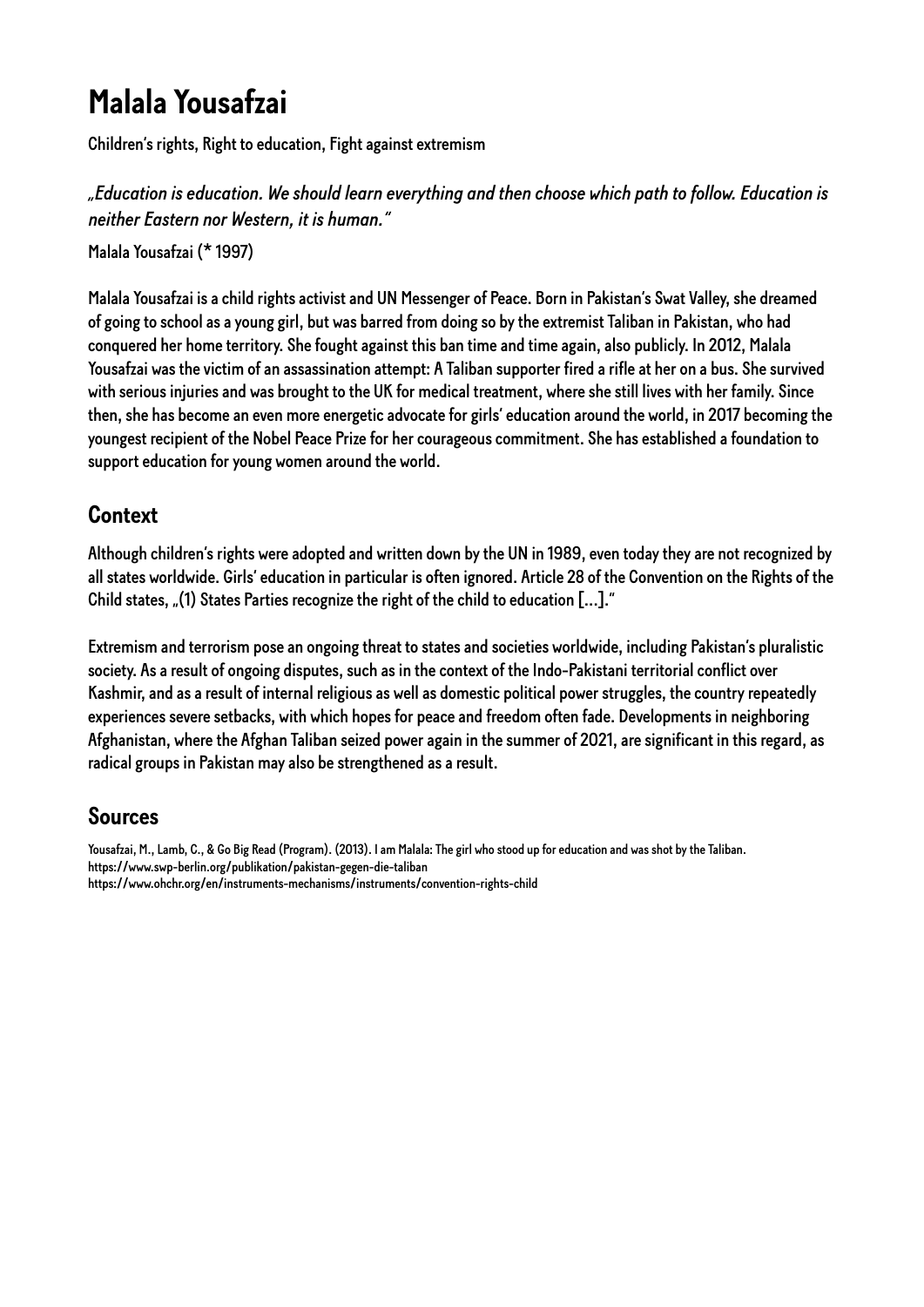# Malala Yousafzai

Children's rights, Right to education, Fight against extremism

*„Education is education. We should learn everything and then choose which path to follow. Education is neither Eastern nor Western, it is human."*

Malala Yousafzai (* 1997)

Malala Yousafzai is a child rights activist and UN Messenger of Peace. Born in Pakistan's Swat Valley, she dreamed of going to school as a young girl, but was barred from doing so by the extremist Taliban in Pakistan, who had conquered her home territory. She fought against this ban time and time again, also publicly. In 2012, Malala Yousafzai was the victim of an assassination attempt: A Taliban supporter fired a rifle at her on a bus. She survived with serious injuries and was brought to the UK for medical treatment, where she still lives with her family. Since then, she has become an even more energetic advocate for girls' education around the world, in 2017 becoming the youngest recipient of the Nobel Peace Prize for her courageous commitment. She has established a foundation to support education for young women around the world.

## Context

Although children's rights were adopted and written down by the UN in 1989, even today they are not recognized by all states worldwide. Girls' education in particular is often ignored. Article 28 of the Convention on the Rights of the Child states, „(1) States Parties recognize the right of the child to education [...]."

Extremism and terrorism pose an ongoing threat to states and societies worldwide, including Pakistan's pluralistic society. As a result of ongoing disputes, such as in the context of the Indo-Pakistani territorial conflict over Kashmir, and as a result of internal religious as well as domestic political power struggles, the country repeatedly experiences severe setbacks, with which hopes for peace and freedom often fade. Developments in neighboring Afghanistan, where the Afghan Taliban seized power again in the summer of 2021, are significant in this regard, as radical groups in Pakistan may also be strengthened as a result.

## Sources

Yousafzai, M., Lamb, C., & Go Big Read (Program). (2013). I am Malala: The girl who stood up for education and was shot by the Taliban.
https://www.swp-berlin.org/publikation/pakistan-gegen-die-taliban
https://www.ohchr.org/en/instruments-mechanisms/instruments/convention-rights-child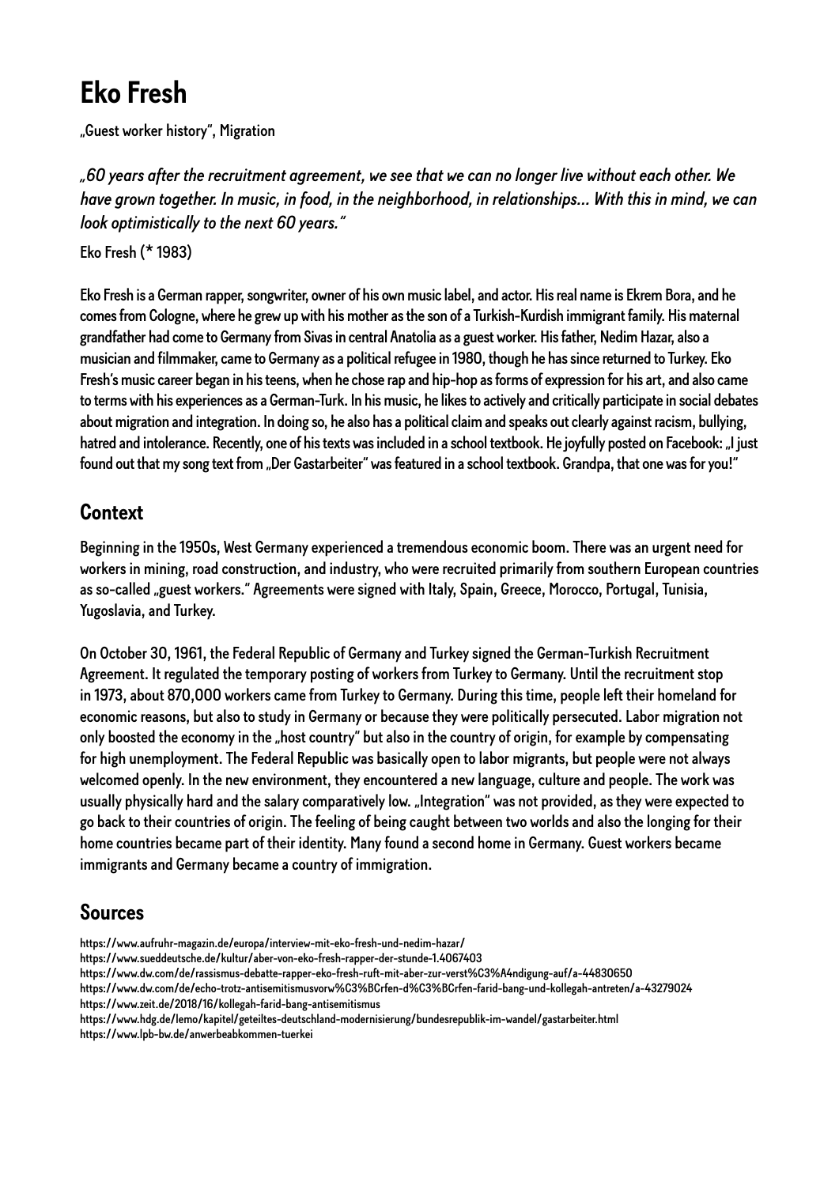# Eko Fresh

„Guest worker history", Migration

*„60 years after the recruitment agreement, we see that we can no longer live without each other. We have grown together. In music, in food, in the neighborhood, in relationships... With this in mind, we can look optimistically to the next 60 years."*

Eko Fresh (* 1983)

Eko Fresh is a German rapper, songwriter, owner of his own music label, and actor. His real name is Ekrem Bora, and he comes from Cologne, where he grew up with his mother as the son of a Turkish-Kurdish immigrant family. His maternal grandfather had come to Germany from Sivas in central Anatolia as a guest worker. His father, Nedim Hazar, also a musician and filmmaker, came to Germany as a political refugee in 1980, though he has since returned to Turkey. Eko Fresh's music career began in his teens, when he chose rap and hip-hop as forms of expression for his art, and also came to terms with his experiences as a German-Turk. In his music, he likes to actively and critically participate in social debates about migration and integration. In doing so, he also has a political claim and speaks out clearly against racism, bullying, hatred and intolerance. Recently, one of his texts was included in a school textbook. He joyfully posted on Facebook: „I just found out that my song text from „Der Gastarbeiter" was featured in a school textbook. Grandpa, that one was for you!"

## Context

Beginning in the 1950s, West Germany experienced a tremendous economic boom. There was an urgent need for workers in mining, road construction, and industry, who were recruited primarily from southern European countries as so-called „guest workers." Agreements were signed with Italy, Spain, Greece, Morocco, Portugal, Tunisia, Yugoslavia, and Turkey.

On October 30, 1961, the Federal Republic of Germany and Turkey signed the German-Turkish Recruitment Agreement. It regulated the temporary posting of workers from Turkey to Germany. Until the recruitment stop in 1973, about 870,000 workers came from Turkey to Germany. During this time, people left their homeland for economic reasons, but also to study in Germany or because they were politically persecuted. Labor migration not only boosted the economy in the „host country" but also in the country of origin, for example by compensating for high unemployment. The Federal Republic was basically open to labor migrants, but people were not always welcomed openly. In the new environment, they encountered a new language, culture and people. The work was usually physically hard and the salary comparatively low. „Integration" was not provided, as they were expected to go back to their countries of origin. The feeling of being caught between two worlds and also the longing for their home countries became part of their identity. Many found a second home in Germany. Guest workers became immigrants and Germany became a country of immigration.

## Sources

https://www.aufruhr-magazin.de/europa/interview-mit-eko-fresh-und-nedim-hazar/
https://www.sueddeutsche.de/kultur/aber-von-eko-fresh-rapper-der-stunde-1.4067403
https://www.dw.com/de/rassismus-debatte-rapper-eko-fresh-ruft-mit-aber-zur-verst%C3%A4ndigung-auf/a-44830650
https://www.dw.com/de/echo-trotz-antisemitismusvorw%C3%BCrfen-d%C3%BCrfen-farid-bang-und-kollegah-antreten/a-43279024
https://www.zeit.de/2018/16/kollegah-farid-bang-antisemitismus
https://www.hdg.de/lemo/kapitel/geteiltes-deutschland-modernisierung/bundesrepublik-im-wandel/gastarbeiter.html
https://www.lpb-bw.de/anwerbeabkommen-tuerkei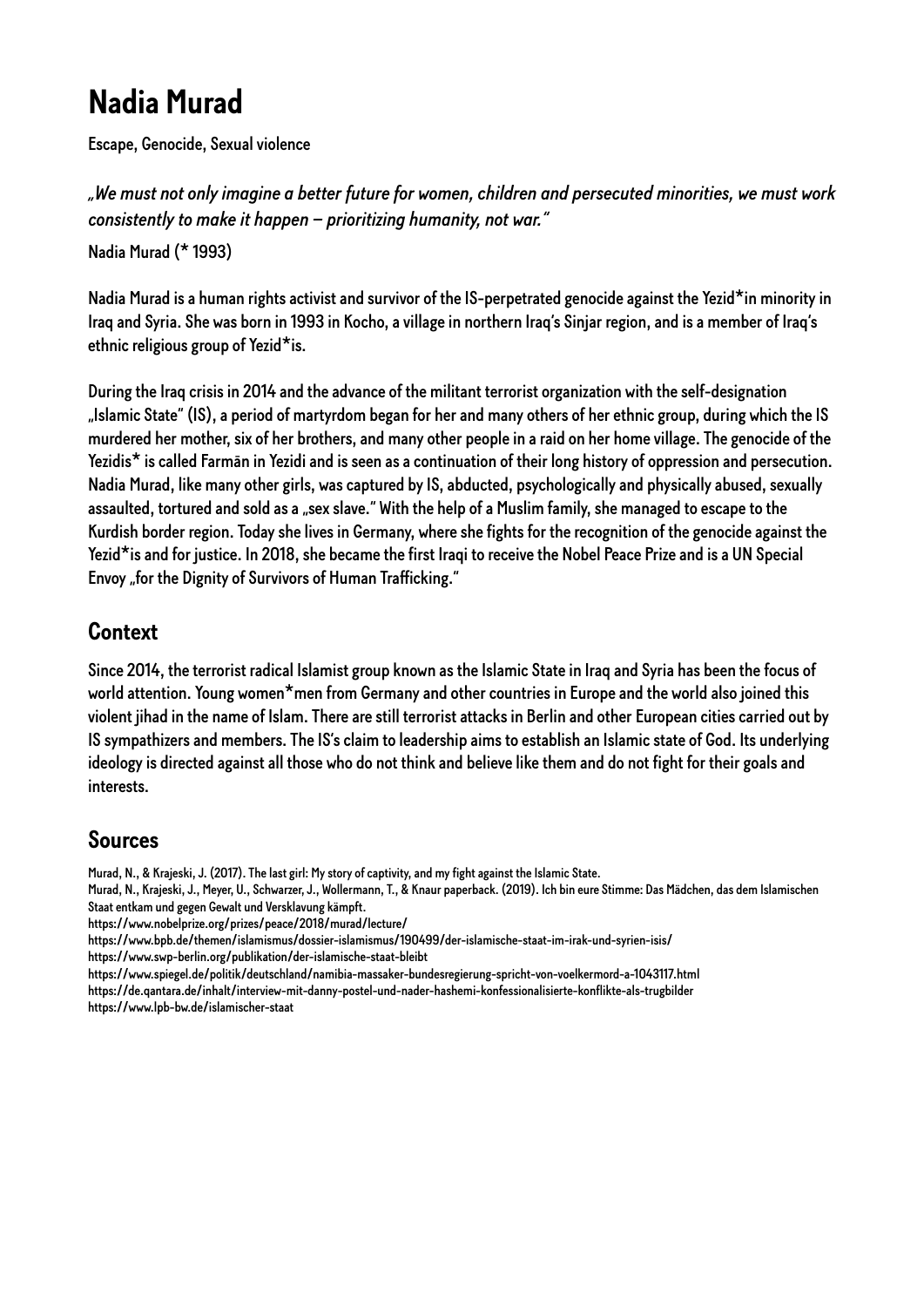# Nadia Murad

Escape, Genocide, Sexual violence

*„We must not only imagine a better future for women, children and persecuted minorities, we must work consistently to make it happen – prioritizing humanity, not war."*

Nadia Murad (* 1993)

Nadia Murad is a human rights activist and survivor of the IS-perpetrated genocide against the Yezid*in minority in Iraq and Syria. She was born in 1993 in Kocho, a village in northern Iraq's Sinjar region, and is a member of Iraq's ethnic religious group of Yezid*is.

During the Iraq crisis in 2014 and the advance of the militant terrorist organization with the self-designation „Islamic State" (IS), a period of martyrdom began for her and many others of her ethnic group, during which the IS murdered her mother, six of her brothers, and many other people in a raid on her home village. The genocide of the Yezidis* is called Farmān in Yezidi and is seen as a continuation of their long history of oppression and persecution. Nadia Murad, like many other girls, was captured by IS, abducted, psychologically and physically abused, sexually assaulted, tortured and sold as a „sex slave." With the help of a Muslim family, she managed to escape to the Kurdish border region. Today she lives in Germany, where she fights for the recognition of the genocide against the Yezid*is and for justice. In 2018, she became the first Iraqi to receive the Nobel Peace Prize and is a UN Special Envoy „for the Dignity of Survivors of Human Trafficking."

## Context

Since 2014, the terrorist radical Islamist group known as the Islamic State in Iraq and Syria has been the focus of world attention. Young women*men from Germany and other countries in Europe and the world also joined this violent jihad in the name of Islam. There are still terrorist attacks in Berlin and other European cities carried out by IS sympathizers and members. The IS's claim to leadership aims to establish an Islamic state of God. Its underlying ideology is directed against all those who do not think and believe like them and do not fight for their goals and interests.

## Sources

Murad, N., & Krajeski, J. (2017). The last girl: My story of captivity, and my fight against the Islamic State.
Murad, N., Krajeski, J., Meyer, U., Schwarzer, J., Wollermann, T., & Knaur paperback. (2019). Ich bin eure Stimme: Das Mädchen, das dem Islamischen Staat entkam und gegen Gewalt und Versklavung kämpft.
https://www.nobelprize.org/prizes/peace/2018/murad/lecture/
https://www.bpb.de/themen/islamismus/dossier-islamismus/190499/der-islamische-staat-im-irak-und-syrien-isis/
https://www.swp-berlin.org/publikation/der-islamische-staat-bleibt
https://www.spiegel.de/politik/deutschland/namibia-massaker-bundesregierung-spricht-von-voelkermord-a-1043117.html
https://de.qantara.de/inhalt/interview-mit-danny-postel-und-nader-hashemi-konfessionalisierte-konflikte-als-trugbilder
https://www.lpb-bw.de/islamischer-staat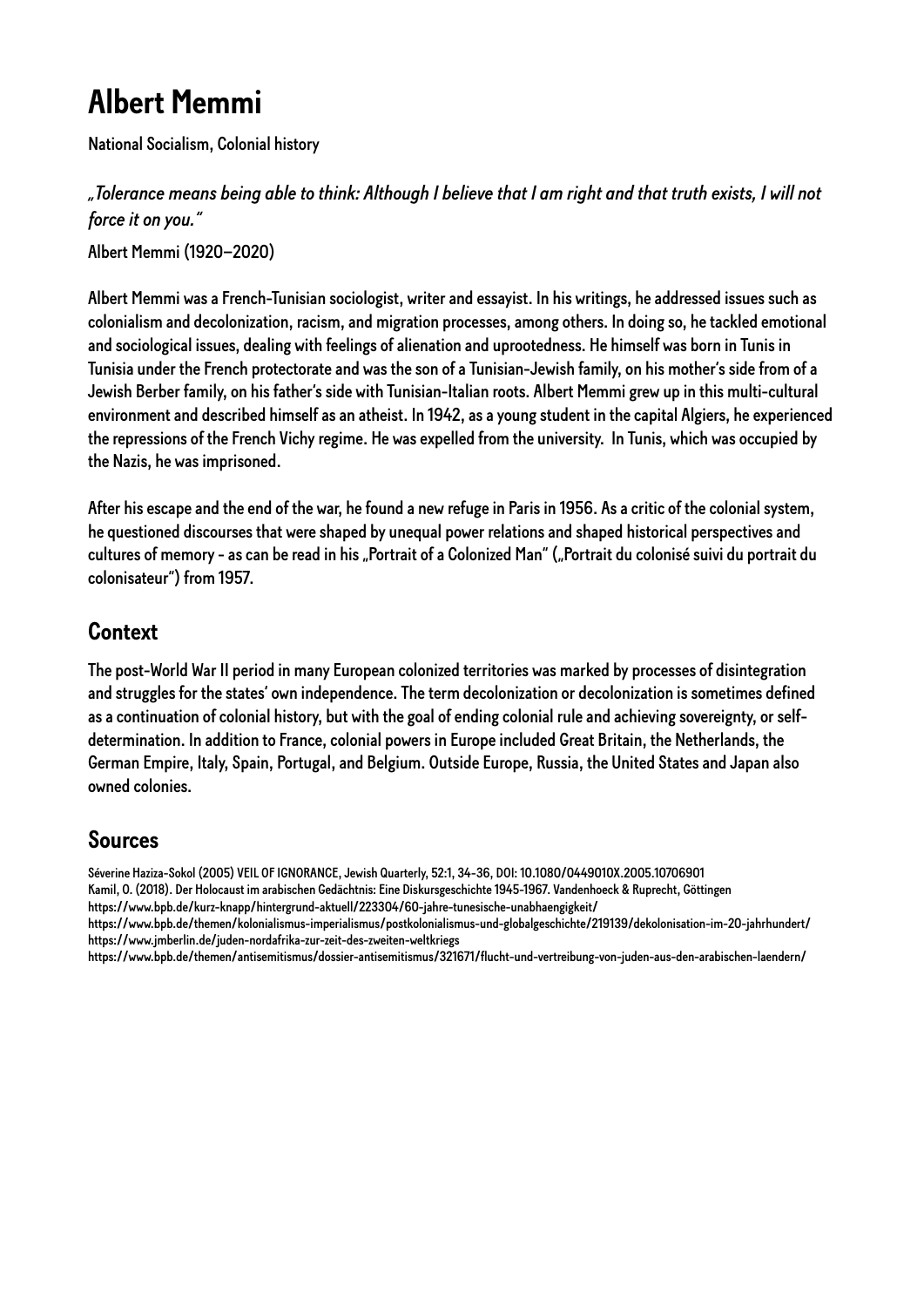# Albert Memmi

National Socialism, Colonial history

*„Tolerance means being able to think: Although I believe that I am right and that truth exists, I will not force it on you."*

Albert Memmi (1920–2020)

Albert Memmi was a French-Tunisian sociologist, writer and essayist. In his writings, he addressed issues such as colonialism and decolonization, racism, and migration processes, among others. In doing so, he tackled emotional and sociological issues, dealing with feelings of alienation and uprootedness. He himself was born in Tunis in Tunisia under the French protectorate and was the son of a Tunisian-Jewish family, on his mother's side from of a Jewish Berber family, on his father's side with Tunisian-Italian roots. Albert Memmi grew up in this multi-cultural environment and described himself as an atheist. In 1942, as a young student in the capital Algiers, he experienced the repressions of the French Vichy regime. He was expelled from the university. In Tunis, which was occupied by the Nazis, he was imprisoned.

After his escape and the end of the war, he found a new refuge in Paris in 1956. As a critic of the colonial system, he questioned discourses that were shaped by unequal power relations and shaped historical perspectives and cultures of memory - as can be read in his „Portrait of a Colonized Man" („Portrait du colonisé suivi du portrait du colonisateur") from 1957.

## Context

The post-World War II period in many European colonized territories was marked by processes of disintegration and struggles for the states' own independence. The term decolonization or decolonization is sometimes defined as a continuation of colonial history, but with the goal of ending colonial rule and achieving sovereignty, or self-determination. In addition to France, colonial powers in Europe included Great Britain, the Netherlands, the German Empire, Italy, Spain, Portugal, and Belgium. Outside Europe, Russia, the United States and Japan also owned colonies.

## Sources

Séverine Haziza-Sokol (2005) VEIL OF IGNORANCE, Jewish Quarterly, 52:1, 34-36, DOI: 10.1080/0449010X.2005.10706901
Kamil, O. (2018). Der Holocaust im arabischen Gedächtnis: Eine Diskursgeschichte 1945-1967. Vandenhoeck & Ruprecht, Göttingen
https://www.bpb.de/kurz-knapp/hintergrund-aktuell/223304/60-jahre-tunesische-unabhaengigkeit/
https://www.bpb.de/themen/kolonialismus-imperialismus/postkolonialismus-und-globalgeschichte/219139/dekolonisation-im-20-jahrhundert/
https://www.jmberlin.de/juden-nordafrika-zur-zeit-des-zweiten-weltkriegs
https://www.bpb.de/themen/antisemitismus/dossier-antisemitismus/321671/flucht-und-vertreibung-von-juden-aus-den-arabischen-laendern/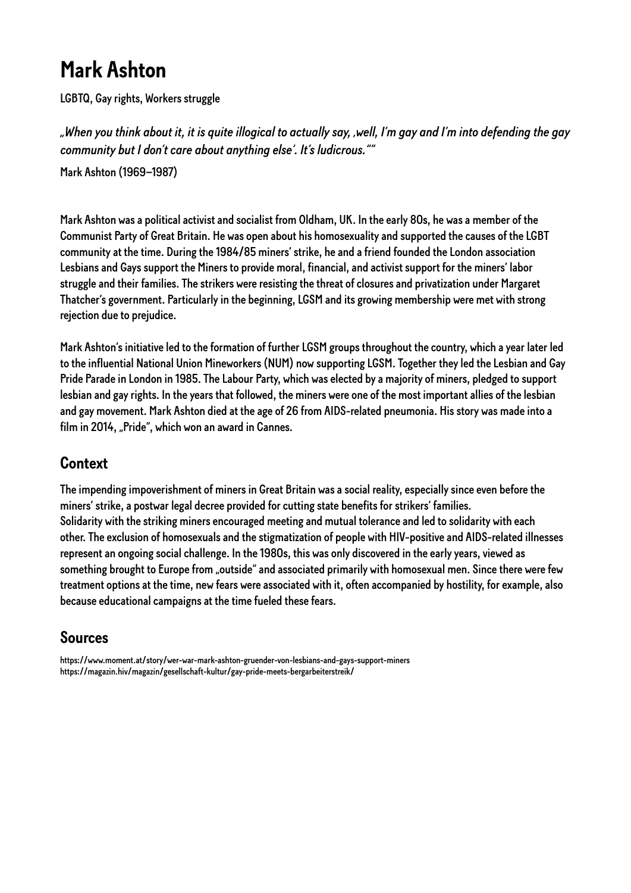# Mark Ashton

LGBTQ, Gay rights, Workers struggle

*„When you think about it, it is quite illogical to actually say, ‚well, I'm gay and I'm into defending the gay community but I don't care about anything else'. It's ludicrous.""*

Mark Ashton (1969–1987)

Mark Ashton was a political activist and socialist from Oldham, UK. In the early 80s, he was a member of the Communist Party of Great Britain. He was open about his homosexuality and supported the causes of the LGBT community at the time. During the 1984/85 miners' strike, he and a friend founded the London association Lesbians and Gays support the Miners to provide moral, financial, and activist support for the miners' labor struggle and their families. The strikers were resisting the threat of closures and privatization under Margaret Thatcher's government. Particularly in the beginning, LGSM and its growing membership were met with strong rejection due to prejudice.

Mark Ashton's initiative led to the formation of further LGSM groups throughout the country, which a year later led to the influential National Union Mineworkers (NUM) now supporting LGSM. Together they led the Lesbian and Gay Pride Parade in London in 1985. The Labour Party, which was elected by a majority of miners, pledged to support lesbian and gay rights. In the years that followed, the miners were one of the most important allies of the lesbian and gay movement. Mark Ashton died at the age of 26 from AIDS-related pneumonia. His story was made into a film in 2014, „Pride", which won an award in Cannes.

## Context

The impending impoverishment of miners in Great Britain was a social reality, especially since even before the miners' strike, a postwar legal decree provided for cutting state benefits for strikers' families.
Solidarity with the striking miners encouraged meeting and mutual tolerance and led to solidarity with each other. The exclusion of homosexuals and the stigmatization of people with HIV-positive and AIDS-related illnesses represent an ongoing social challenge. In the 1980s, this was only discovered in the early years, viewed as something brought to Europe from „outside" and associated primarily with homosexual men. Since there were few treatment options at the time, new fears were associated with it, often accompanied by hostility, for example, also because educational campaigns at the time fueled these fears.

## Sources

https://www.moment.at/story/wer-war-mark-ashton-gruender-von-lesbians-and-gays-support-miners
https://magazin.hiv/magazin/gesellschaft-kultur/gay-pride-meets-bergarbeiterstreik/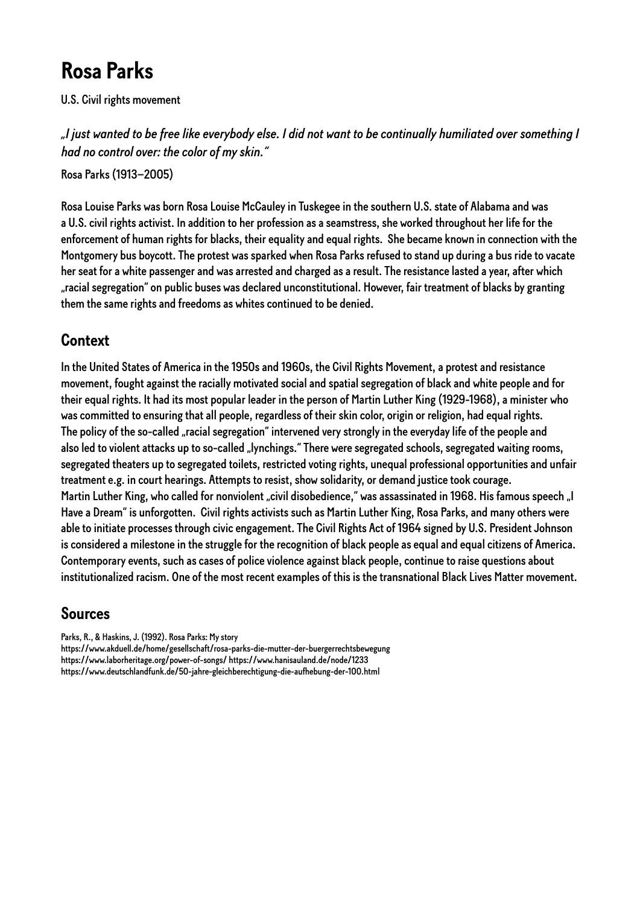# Rosa Parks

U.S. Civil rights movement

*„I just wanted to be free like everybody else. I did not want to be continually humiliated over something I had no control over: the color of my skin."*

Rosa Parks (1913–2005)

Rosa Louise Parks was born Rosa Louise McCauley in Tuskegee in the southern U.S. state of Alabama and was a U.S. civil rights activist. In addition to her profession as a seamstress, she worked throughout her life for the enforcement of human rights for blacks, their equality and equal rights. She became known in connection with the Montgomery bus boycott. The protest was sparked when Rosa Parks refused to stand up during a bus ride to vacate her seat for a white passenger and was arrested and charged as a result. The resistance lasted a year, after which „racial segregation" on public buses was declared unconstitutional. However, fair treatment of blacks by granting them the same rights and freedoms as whites continued to be denied.

## Context

In the United States of America in the 1950s and 1960s, the Civil Rights Movement, a protest and resistance movement, fought against the racially motivated social and spatial segregation of black and white people and for their equal rights. It had its most popular leader in the person of Martin Luther King (1929-1968), a minister who was committed to ensuring that all people, regardless of their skin color, origin or religion, had equal rights. The policy of the so-called „racial segregation" intervened very strongly in the everyday life of the people and also led to violent attacks up to so-called „lynchings." There were segregated schools, segregated waiting rooms, segregated theaters up to segregated toilets, restricted voting rights, unequal professional opportunities and unfair treatment e.g. in court hearings. Attempts to resist, show solidarity, or demand justice took courage.
Martin Luther King, who called for nonviolent „civil disobedience," was assassinated in 1968. His famous speech „I Have a Dream" is unforgotten. Civil rights activists such as Martin Luther King, Rosa Parks, and many others were able to initiate processes through civic engagement. The Civil Rights Act of 1964 signed by U.S. President Johnson is considered a milestone in the struggle for the recognition of black people as equal and equal citizens of America. Contemporary events, such as cases of police violence against black people, continue to raise questions about institutionalized racism. One of the most recent examples of this is the transnational Black Lives Matter movement.

## Sources

Parks, R., & Haskins, J. (1992). Rosa Parks: My story
https://www.akduell.de/home/gesellschaft/rosa-parks-die-mutter-der-buergerrechtsbewegung
https://www.laborheritage.org/power-of-songs/ https://www.hanisauland.de/node/1233
https://www.deutschlandfunk.de/50-jahre-gleichberechtigung-die-aufhebung-der-100.html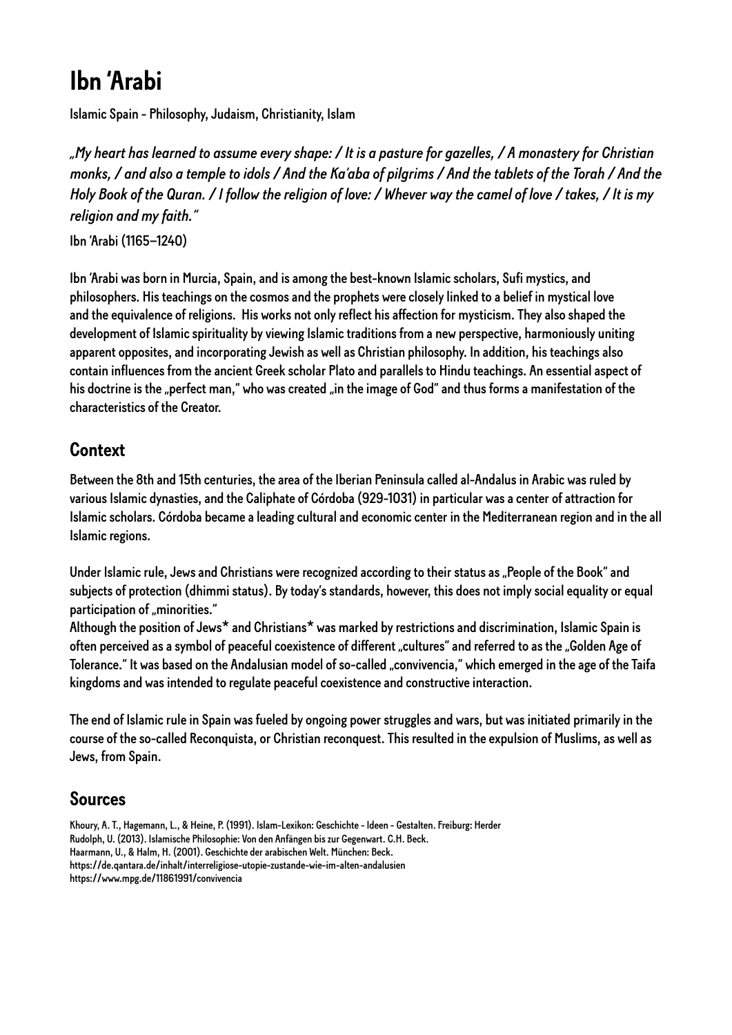# Ibn ‘Arabi

Islamic Spain - Philosophy, Judaism, Christianity, Islam

*„My heart has learned to assume every shape: / It is a pasture for gazelles, / A monastery for Christian monks, / and also a temple to idols / And the Ka'aba of pilgrims / And the tablets of the Torah / And the Holy Book of the Quran. / I follow the religion of love: / Whever way the camel of love / takes, / It is my religion and my faith."*

Ibn 'Arabi (1165–1240)

Ibn 'Arabi was born in Murcia, Spain, and is among the best-known Islamic scholars, Sufi mystics, and philosophers. His teachings on the cosmos and the prophets were closely linked to a belief in mystical love and the equivalence of religions. His works not only reflect his affection for mysticism. They also shaped the development of Islamic spirituality by viewing Islamic traditions from a new perspective, harmoniously uniting apparent opposites, and incorporating Jewish as well as Christian philosophy. In addition, his teachings also contain influences from the ancient Greek scholar Plato and parallels to Hindu teachings. An essential aspect of his doctrine is the „perfect man," who was created „in the image of God" and thus forms a manifestation of the characteristics of the Creator.

## Context

Between the 8th and 15th centuries, the area of the Iberian Peninsula called al-Andalus in Arabic was ruled by various Islamic dynasties, and the Caliphate of Córdoba (929-1031) in particular was a center of attraction for Islamic scholars. Córdoba became a leading cultural and economic center in the Mediterranean region and in the all Islamic regions.

Under Islamic rule, Jews and Christians were recognized according to their status as „People of the Book" and subjects of protection (dhimmi status). By today's standards, however, this does not imply social equality or equal participation of „minorities."

Although the position of Jews* and Christians* was marked by restrictions and discrimination, Islamic Spain is often perceived as a symbol of peaceful coexistence of different „cultures" and referred to as the „Golden Age of Tolerance." It was based on the Andalusian model of so-called „convivencia," which emerged in the age of the Taifa kingdoms and was intended to regulate peaceful coexistence and constructive interaction.

The end of Islamic rule in Spain was fueled by ongoing power struggles and wars, but was initiated primarily in the course of the so-called Reconquista, or Christian reconquest. This resulted in the expulsion of Muslims, as well as Jews, from Spain.

## Sources

Khoury, A. T., Hagemann, L., & Heine, P. (1991). Islam-Lexikon: Geschichte - Ideen - Gestalten. Freiburg: Herder
Rudolph, U. (2013). Islamische Philosophie: Von den Anfängen bis zur Gegenwart. C.H. Beck.
Haarmann, U., & Halm, H. (2001). Geschichte der arabischen Welt. München: Beck.
https://de.qantara.de/inhalt/interreligiose-utopie-zustande-wie-im-alten-andalusien
https://www.mpg.de/11861991/convivencia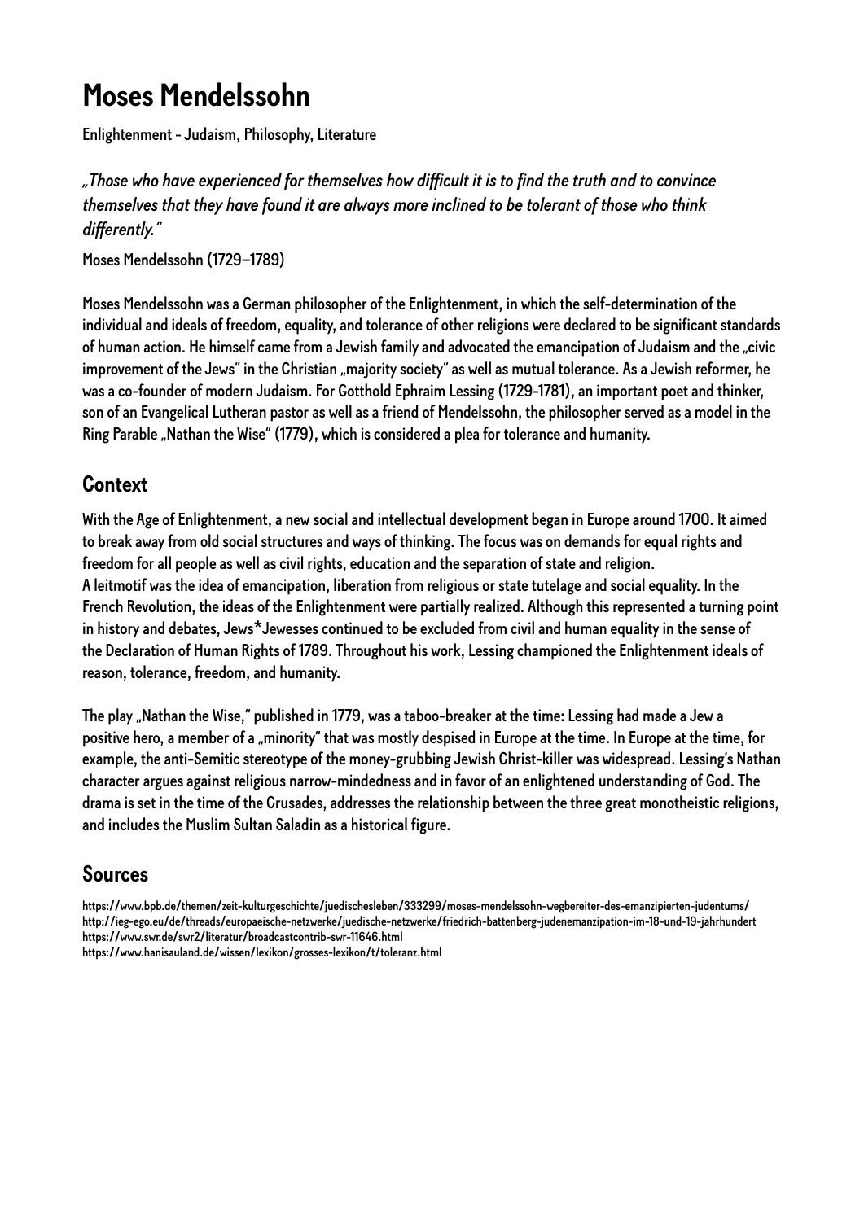# Moses Mendelssohn

Enlightenment - Judaism, Philosophy, Literature

*„Those who have experienced for themselves how difficult it is to find the truth and to convince themselves that they have found it are always more inclined to be tolerant of those who think differently."*

Moses Mendelssohn (1729–1789)

Moses Mendelssohn was a German philosopher of the Enlightenment, in which the self-determination of the individual and ideals of freedom, equality, and tolerance of other religions were declared to be significant standards of human action. He himself came from a Jewish family and advocated the emancipation of Judaism and the „civic improvement of the Jews" in the Christian „majority society" as well as mutual tolerance. As a Jewish reformer, he was a co-founder of modern Judaism. For Gotthold Ephraim Lessing (1729-1781), an important poet and thinker, son of an Evangelical Lutheran pastor as well as a friend of Mendelssohn, the philosopher served as a model in the Ring Parable „Nathan the Wise" (1779), which is considered a plea for tolerance and humanity.

## Context

With the Age of Enlightenment, a new social and intellectual development began in Europe around 1700. It aimed to break away from old social structures and ways of thinking. The focus was on demands for equal rights and freedom for all people as well as civil rights, education and the separation of state and religion.
A leitmotif was the idea of emancipation, liberation from religious or state tutelage and social equality. In the French Revolution, the ideas of the Enlightenment were partially realized. Although this represented a turning point in history and debates, Jews*Jewesses continued to be excluded from civil and human equality in the sense of the Declaration of Human Rights of 1789. Throughout his work, Lessing championed the Enlightenment ideals of reason, tolerance, freedom, and humanity.

The play „Nathan the Wise," published in 1779, was a taboo-breaker at the time: Lessing had made a Jew a positive hero, a member of a „minority" that was mostly despised in Europe at the time. In Europe at the time, for example, the anti-Semitic stereotype of the money-grubbing Jewish Christ-killer was widespread. Lessing's Nathan character argues against religious narrow-mindedness and in favor of an enlightened understanding of God. The drama is set in the time of the Crusades, addresses the relationship between the three great monotheistic religions, and includes the Muslim Sultan Saladin as a historical figure.

## Sources

https://www.bpb.de/themen/zeit-kulturgeschichte/juedischesleben/333299/moses-mendelssohn-wegbereiter-des-emanzipierten-judentums/
http://ieg-ego.eu/de/threads/europaeische-netzwerke/juedische-netzwerke/friedrich-battenberg-judenemanzipation-im-18-und-19-jahrhundert
https://www.swr.de/swr2/literatur/broadcastcontrib-swr-11646.html
https://www.hanisauland.de/wissen/lexikon/grosses-lexikon/t/toleranz.html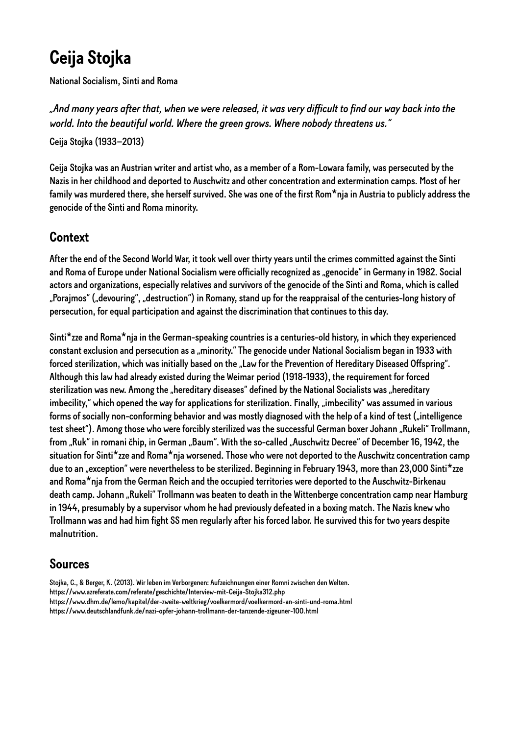# Ceija Stojka

National Socialism, Sinti and Roma

*„And many years after that, when we were released, it was very difficult to find our way back into the world. Into the beautiful world. Where the green grows. Where nobody threatens us."*

Ceija Stojka (1933–2013)

Ceija Stojka was an Austrian writer and artist who, as a member of a Rom-Lowara family, was persecuted by the Nazis in her childhood and deported to Auschwitz and other concentration and extermination camps. Most of her family was murdered there, she herself survived. She was one of the first Rom*nja in Austria to publicly address the genocide of the Sinti and Roma minority.

## Context

After the end of the Second World War, it took well over thirty years until the crimes committed against the Sinti and Roma of Europe under National Socialism were officially recognized as „genocide" in Germany in 1982. Social actors and organizations, especially relatives and survivors of the genocide of the Sinti and Roma, which is called „Porajmos" („devouring", „destruction") in Romany, stand up for the reappraisal of the centuries-long history of persecution, for equal participation and against the discrimination that continues to this day.

Sinti*zze and Roma*nja in the German-speaking countries is a centuries-old history, in which they experienced constant exclusion and persecution as a „minority." The genocide under National Socialism began in 1933 with forced sterilization, which was initially based on the „Law for the Prevention of Hereditary Diseased Offspring". Although this law had already existed during the Weimar period (1918-1933), the requirement for forced sterilization was new. Among the „hereditary diseases" defined by the National Socialists was „hereditary imbecility," which opened the way for applications for sterilization. Finally, „imbecility" was assumed in various forms of socially non-conforming behavior and was mostly diagnosed with the help of a kind of test („intelligence test sheet"). Among those who were forcibly sterilized was the successful German boxer Johann „Rukeli" Trollmann, from „Ruk" in romani čhip, in German „Baum". With the so-called „Auschwitz Decree" of December 16, 1942, the situation for Sinti*zze and Roma*nja worsened. Those who were not deported to the Auschwitz concentration camp due to an „exception" were nevertheless to be sterilized. Beginning in February 1943, more than 23,000 Sinti*zze and Roma*nja from the German Reich and the occupied territories were deported to the Auschwitz-Birkenau death camp. Johann „Rukeli" Trollmann was beaten to death in the Wittenberge concentration camp near Hamburg in 1944, presumably by a supervisor whom he had previously defeated in a boxing match. The Nazis knew who Trollmann was and had him fight SS men regularly after his forced labor. He survived this for two years despite malnutrition.

## Sources

Stojka, C., & Berger, K. (2013). Wir leben im Verborgenen: Aufzeichnungen einer Romni zwischen den Welten.
https://www.azreferate.com/referate/geschichte/Interview-mit-Ceija-Stojka312.php
https://www.dhm.de/lemo/kapitel/der-zweite-weltkrieg/voelkermord/voelkermord-an-sinti-und-roma.html
https://www.deutschlandfunk.de/nazi-opfer-johann-trollmann-der-tanzende-zigeuner-100.html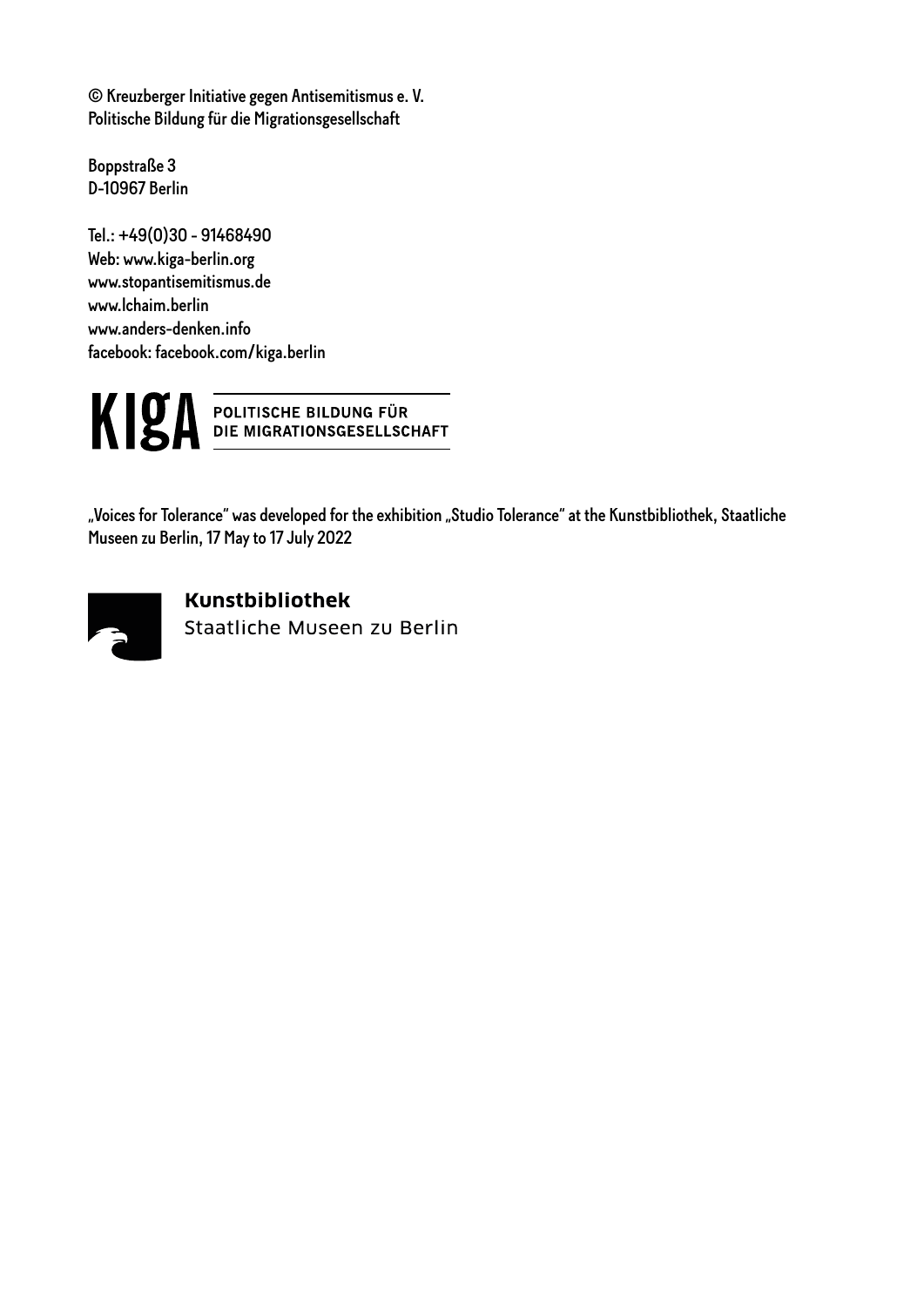© Kreuzberger Initiative gegen Antisemitismus e. V.
Politische Bildung für die Migrationsgesellschaft

Boppstraße 3
D-10967 Berlin

Tel.: +49(0)30 - 91468490
Web: www.kiga-berlin.org
www.stopantisemitismus.de
www.lchaim.berlin
www.anders-denken.info
facebook: facebook.com/kiga.berlin

KIGA POLITISCHE BILDUNG FÜR DIE MIGRATIONSGESELLSCHAFT

„Voices for Tolerance" was developed for the exhibition „Studio Tolerance" at the Kunstbibliothek, Staatliche Museen zu Berlin, 17 May to 17 July 2022

**Kunstbibliothek**
Staatliche Museen zu Berlin